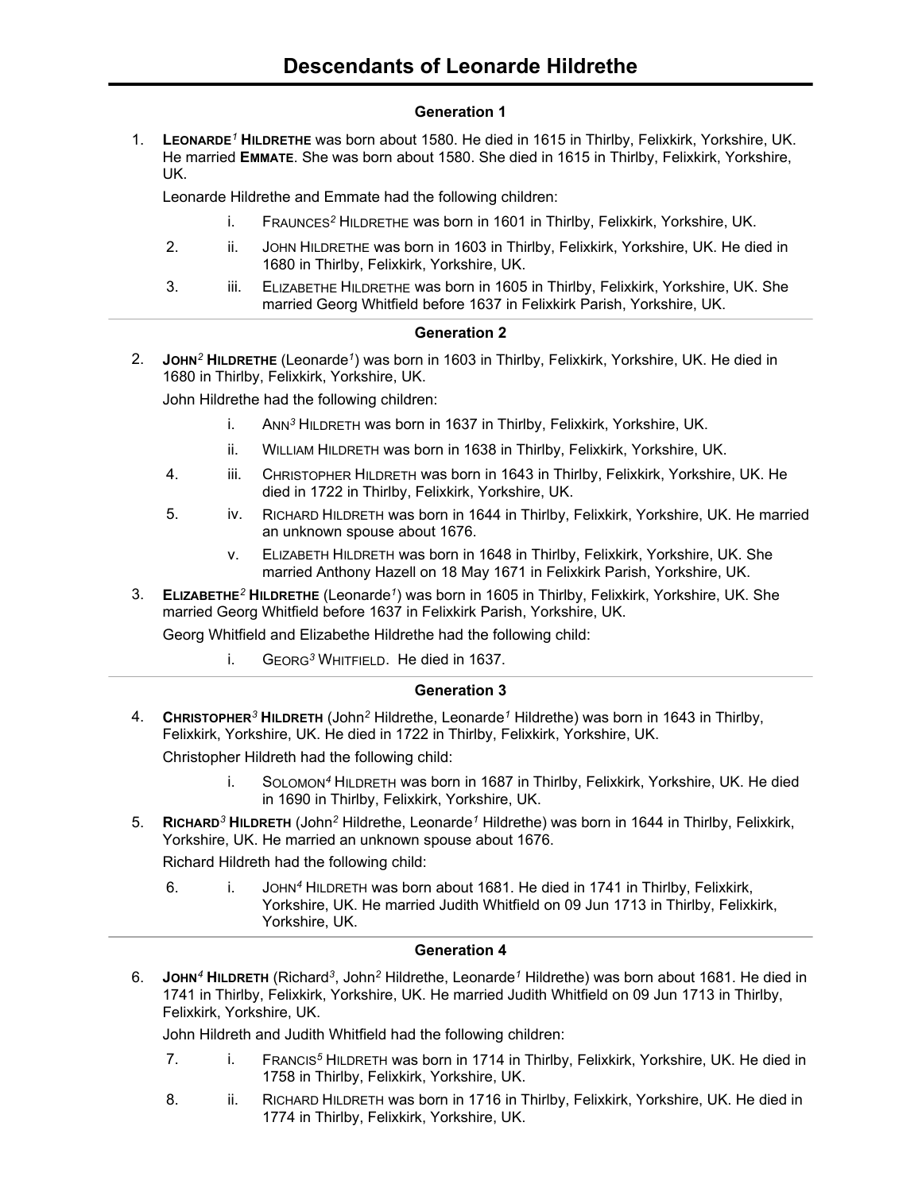# Descendants of Leonarde Hildrethe

## Generation 1

1. **LEONARDE[1] HILDRETHE** was born about 1580. He died in 1615 in Thirlby, Felixkirk, Yorkshire, UK. He married **EMMATE**. She was born about 1580. She died in 1615 in Thirlby, Felixkirk, Yorkshire, UK.

   Leonarde Hildrethe and Emmate had the following children:

   - i. FRAUNCES[2] HILDRETHE was born in 1601 in Thirlby, Felixkirk, Yorkshire, UK.
   - 2. ii. JOHN HILDRETHE was born in 1603 in Thirlby, Felixkirk, Yorkshire, UK. He died in 1680 in Thirlby, Felixkirk, Yorkshire, UK.
   - 3. iii. ELIZABETHE HILDRETHE was born in 1605 in Thirlby, Felixkirk, Yorkshire, UK. She married Georg Whitfield before 1637 in Felixkirk Parish, Yorkshire, UK.

---

## Generation 2

2. **JOHN[2] HILDRETHE** (Leonarde[1]) was born in 1603 in Thirlby, Felixkirk, Yorkshire, UK. He died in 1680 in Thirlby, Felixkirk, Yorkshire, UK.

   John Hildrethe had the following children:

   - i. ANN[3] HILDRETH was born in 1637 in Thirlby, Felixkirk, Yorkshire, UK.
   - ii. WILLIAM HILDRETH was born in 1638 in Thirlby, Felixkirk, Yorkshire, UK.
   - 4. iii. CHRISTOPHER HILDRETH was born in 1643 in Thirlby, Felixkirk, Yorkshire, UK. He died in 1722 in Thirlby, Felixkirk, Yorkshire, UK.
   - 5. iv. RICHARD HILDRETH was born in 1644 in Thirlby, Felixkirk, Yorkshire, UK. He married an unknown spouse about 1676.
   - v. ELIZABETH HILDRETH was born in 1648 in Thirlby, Felixkirk, Yorkshire, UK. She married Anthony Hazell on 18 May 1671 in Felixkirk Parish, Yorkshire, UK.

3. **ELIZABETHE[2] HILDRETHE** (Leonarde[1]) was born in 1605 in Thirlby, Felixkirk, Yorkshire, UK. She married Georg Whitfield before 1637 in Felixkirk Parish, Yorkshire, UK.

   Georg Whitfield and Elizabethe Hildrethe had the following child:

   - i. GEORG[3] WHITFIELD. He died in 1637.

---

## Generation 3

4. **CHRISTOPHER[3] HILDRETH** (John[2] Hildrethe, Leonarde[1] Hildrethe) was born in 1643 in Thirlby, Felixkirk, Yorkshire, UK. He died in 1722 in Thirlby, Felixkirk, Yorkshire, UK.

   Christopher Hildreth had the following child:

   - i. SOLOMON[4] HILDRETH was born in 1687 in Thirlby, Felixkirk, Yorkshire, UK. He died in 1690 in Thirlby, Felixkirk, Yorkshire, UK.

5. **RICHARD[3] HILDRETH** (John[2] Hildrethe, Leonarde[1] Hildrethe) was born in 1644 in Thirlby, Felixkirk, Yorkshire, UK. He married an unknown spouse about 1676.

   Richard Hildreth had the following child:

   - 6. i. JOHN[4] HILDRETH was born about 1681. He died in 1741 in Thirlby, Felixkirk, Yorkshire, UK. He married Judith Whitfield on 09 Jun 1713 in Thirlby, Felixkirk, Yorkshire, UK.

---

## Generation 4

6. **JOHN[4] HILDRETH** (Richard[3], John[2] Hildrethe, Leonarde[1] Hildrethe) was born about 1681. He died in 1741 in Thirlby, Felixkirk, Yorkshire, UK. He married Judith Whitfield on 09 Jun 1713 in Thirlby, Felixkirk, Yorkshire, UK.

   John Hildreth and Judith Whitfield had the following children:

   - 7. i. FRANCIS[5] HILDRETH was born in 1714 in Thirlby, Felixkirk, Yorkshire, UK. He died in 1758 in Thirlby, Felixkirk, Yorkshire, UK.
   - 8. ii. RICHARD HILDRETH was born in 1716 in Thirlby, Felixkirk, Yorkshire, UK. He died in 1774 in Thirlby, Felixkirk, Yorkshire, UK.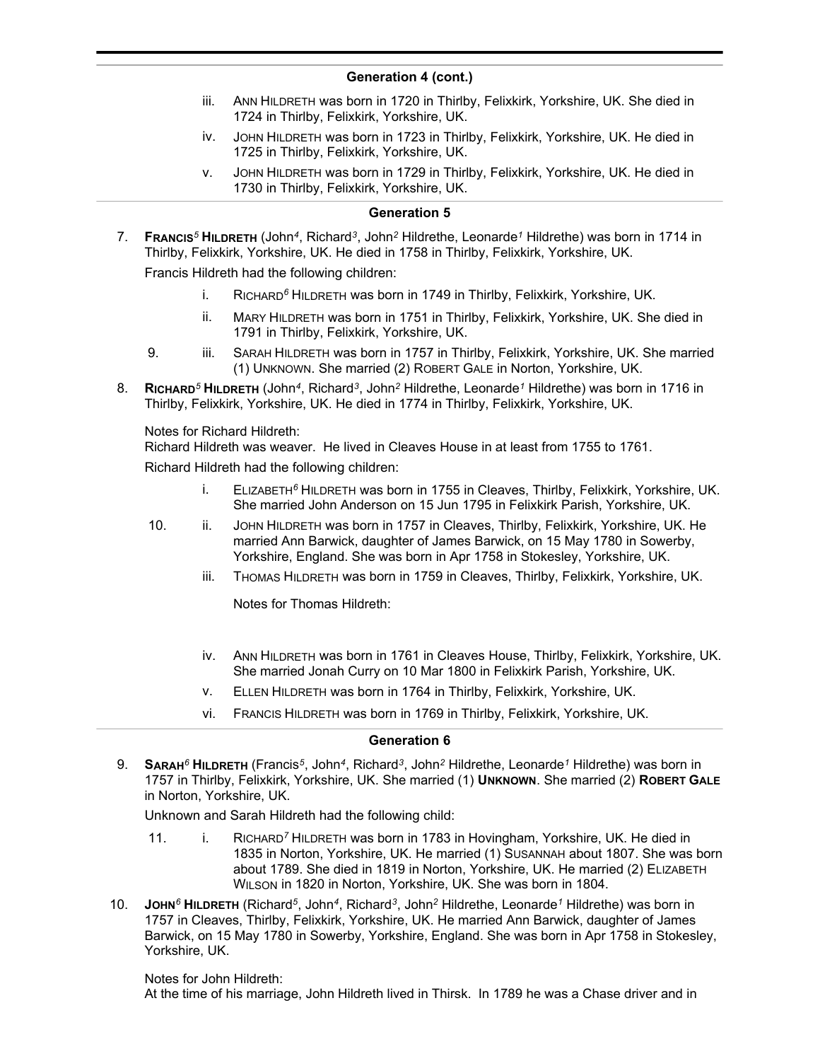## Generation 4 (cont.)

iii. Ann Hildreth was born in 1720 in Thirlby, Felixkirk, Yorkshire, UK. She died in 1724 in Thirlby, Felixkirk, Yorkshire, UK.

iv. John Hildreth was born in 1723 in Thirlby, Felixkirk, Yorkshire, UK. He died in 1725 in Thirlby, Felixkirk, Yorkshire, UK.

v. John Hildreth was born in 1729 in Thirlby, Felixkirk, Yorkshire, UK. He died in 1730 in Thirlby, Felixkirk, Yorkshire, UK.

## Generation 5

7. **Francis**[5] **Hildreth** (John[4], Richard[3], John[2] Hildrethe, Leonarde[1] Hildrethe) was born in 1714 in Thirlby, Felixkirk, Yorkshire, UK. He died in 1758 in Thirlby, Felixkirk, Yorkshire, UK.

Francis Hildreth had the following children:

i. Richard[6] Hildreth was born in 1749 in Thirlby, Felixkirk, Yorkshire, UK.

ii. Mary Hildreth was born in 1751 in Thirlby, Felixkirk, Yorkshire, UK. She died in 1791 in Thirlby, Felixkirk, Yorkshire, UK.

9. iii. Sarah Hildreth was born in 1757 in Thirlby, Felixkirk, Yorkshire, UK. She married (1) Unknown. She married (2) Robert Gale in Norton, Yorkshire, UK.

8. **Richard**[5] **Hildreth** (John[4], Richard[3], John[2] Hildrethe, Leonarde[1] Hildrethe) was born in 1716 in Thirlby, Felixkirk, Yorkshire, UK. He died in 1774 in Thirlby, Felixkirk, Yorkshire, UK.

Notes for Richard Hildreth:
Richard Hildreth was weaver. He lived in Cleaves House in at least from 1755 to 1761.

Richard Hildreth had the following children:

i. Elizabeth[6] Hildreth was born in 1755 in Cleaves, Thirlby, Felixkirk, Yorkshire, UK. She married John Anderson on 15 Jun 1795 in Felixkirk Parish, Yorkshire, UK.

10. ii. John Hildreth was born in 1757 in Cleaves, Thirlby, Felixkirk, Yorkshire, UK. He married Ann Barwick, daughter of James Barwick, on 15 May 1780 in Sowerby, Yorkshire, England. She was born in Apr 1758 in Stokesley, Yorkshire, UK.

iii. Thomas Hildreth was born in 1759 in Cleaves, Thirlby, Felixkirk, Yorkshire, UK.

Notes for Thomas Hildreth:

iv. Ann Hildreth was born in 1761 in Cleaves House, Thirlby, Felixkirk, Yorkshire, UK. She married Jonah Curry on 10 Mar 1800 in Felixkirk Parish, Yorkshire, UK.

v. Ellen Hildreth was born in 1764 in Thirlby, Felixkirk, Yorkshire, UK.

vi. Francis Hildreth was born in 1769 in Thirlby, Felixkirk, Yorkshire, UK.

## Generation 6

9. **Sarah**[6] **Hildreth** (Francis[5], John[4], Richard[3], John[2] Hildrethe, Leonarde[1] Hildrethe) was born in 1757 in Thirlby, Felixkirk, Yorkshire, UK. She married (1) **Unknown**. She married (2) **Robert Gale** in Norton, Yorkshire, UK.

Unknown and Sarah Hildreth had the following child:

11. i. Richard[7] Hildreth was born in 1783 in Hovingham, Yorkshire, UK. He died in 1835 in Norton, Yorkshire, UK. He married (1) Susannah about 1807. She was born about 1789. She died in 1819 in Norton, Yorkshire, UK. He married (2) Elizabeth Wilson in 1820 in Norton, Yorkshire, UK. She was born in 1804.

10. **John**[6] **Hildreth** (Richard[5], John[4], Richard[3], John[2] Hildrethe, Leonarde[1] Hildrethe) was born in 1757 in Cleaves, Thirlby, Felixkirk, Yorkshire, UK. He married Ann Barwick, daughter of James Barwick, on 15 May 1780 in Sowerby, Yorkshire, England. She was born in Apr 1758 in Stokesley, Yorkshire, UK.

Notes for John Hildreth:
At the time of his marriage, John Hildreth lived in Thirsk. In 1789 he was a Chase driver and in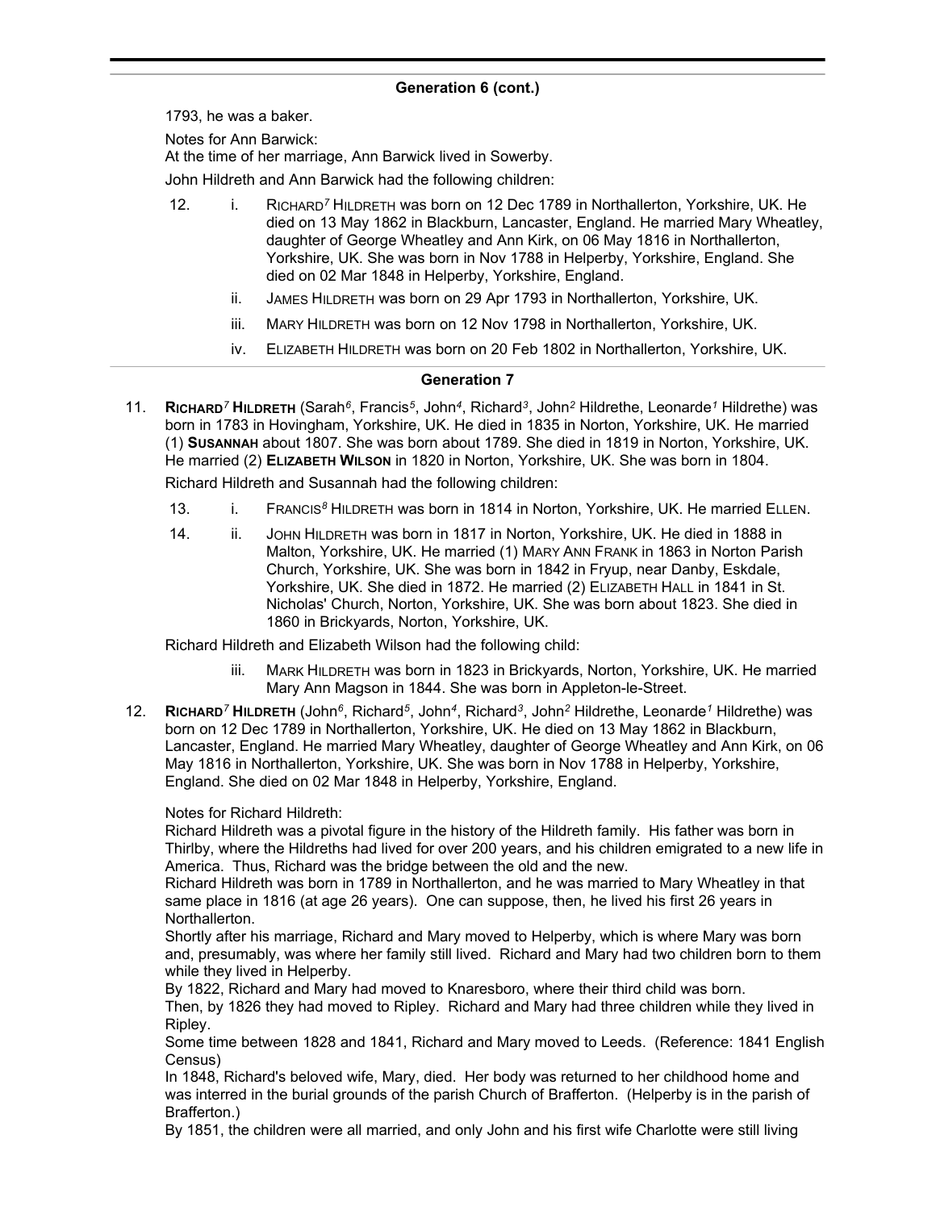## Generation 6 (cont.)

1793, he was a baker.

Notes for Ann Barwick:
At the time of her marriage, Ann Barwick lived in Sowerby.

John Hildreth and Ann Barwick had the following children:

12. i. RICHARD[7] HILDRETH was born on 12 Dec 1789 in Northallerton, Yorkshire, UK. He died on 13 May 1862 in Blackburn, Lancaster, England. He married Mary Wheatley, daughter of George Wheatley and Ann Kirk, on 06 May 1816 in Northallerton, Yorkshire, UK. She was born in Nov 1788 in Helperby, Yorkshire, England. She died on 02 Mar 1848 in Helperby, Yorkshire, England.

ii. JAMES HILDRETH was born on 29 Apr 1793 in Northallerton, Yorkshire, UK.

iii. MARY HILDRETH was born on 12 Nov 1798 in Northallerton, Yorkshire, UK.

iv. ELIZABETH HILDRETH was born on 20 Feb 1802 in Northallerton, Yorkshire, UK.

## Generation 7

11. **RICHARD[7] HILDRETH** (Sarah[6], Francis[5], John[4], Richard[3], John[2] Hildrethe, Leonarde[1] Hildrethe) was born in 1783 in Hovingham, Yorkshire, UK. He died in 1835 in Norton, Yorkshire, UK. He married (1) **SUSANNAH** about 1807. She was born about 1789. She died in 1819 in Norton, Yorkshire, UK. He married (2) **ELIZABETH WILSON** in 1820 in Norton, Yorkshire, UK. She was born in 1804.

Richard Hildreth and Susannah had the following children:

13. i. FRANCIS[8] HILDRETH was born in 1814 in Norton, Yorkshire, UK. He married ELLEN.

14. ii. JOHN HILDRETH was born in 1817 in Norton, Yorkshire, UK. He died in 1888 in Malton, Yorkshire, UK. He married (1) MARY ANN FRANK in 1863 in Norton Parish Church, Yorkshire, UK. She was born in 1842 in Fryup, near Danby, Eskdale, Yorkshire, UK. She died in 1872. He married (2) ELIZABETH HALL in 1841 in St. Nicholas' Church, Norton, Yorkshire, UK. She was born about 1823. She died in 1860 in Brickyards, Norton, Yorkshire, UK.

Richard Hildreth and Elizabeth Wilson had the following child:

iii. MARK HILDRETH was born in 1823 in Brickyards, Norton, Yorkshire, UK. He married Mary Ann Magson in 1844. She was born in Appleton-le-Street.

12. **RICHARD[7] HILDRETH** (John[6], Richard[5], John[4], Richard[3], John[2] Hildrethe, Leonarde[1] Hildrethe) was born on 12 Dec 1789 in Northallerton, Yorkshire, UK. He died on 13 May 1862 in Blackburn, Lancaster, England. He married Mary Wheatley, daughter of George Wheatley and Ann Kirk, on 06 May 1816 in Northallerton, Yorkshire, UK. She was born in Nov 1788 in Helperby, Yorkshire, England. She died on 02 Mar 1848 in Helperby, Yorkshire, England.

Notes for Richard Hildreth:
Richard Hildreth was a pivotal figure in the history of the Hildreth family. His father was born in Thirlby, where the Hildreths had lived for over 200 years, and his children emigrated to a new life in America. Thus, Richard was the bridge between the old and the new.
Richard Hildreth was born in 1789 in Northallerton, and he was married to Mary Wheatley in that same place in 1816 (at age 26 years). One can suppose, then, he lived his first 26 years in Northallerton.
Shortly after his marriage, Richard and Mary moved to Helperby, which is where Mary was born and, presumably, was where her family still lived. Richard and Mary had two children born to them while they lived in Helperby.
By 1822, Richard and Mary had moved to Knaresboro, where their third child was born.
Then, by 1826 they had moved to Ripley. Richard and Mary had three children while they lived in Ripley.
Some time between 1828 and 1841, Richard and Mary moved to Leeds. (Reference: 1841 English Census)
In 1848, Richard's beloved wife, Mary, died. Her body was returned to her childhood home and was interred in the burial grounds of the parish Church of Brafferton. (Helperby is in the parish of Brafferton.)
By 1851, the children were all married, and only John and his first wife Charlotte were still living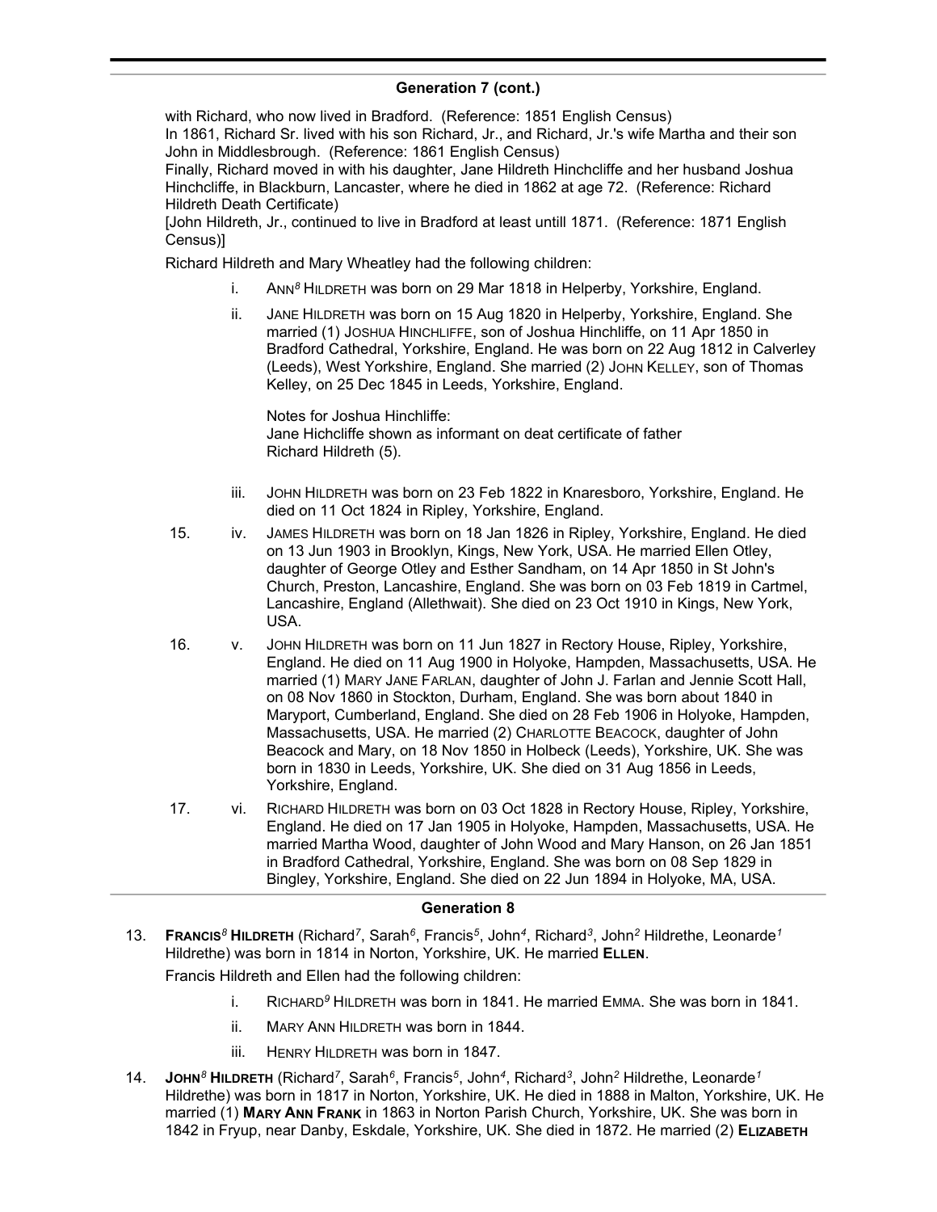## Generation 7 (cont.)

with Richard, who now lived in Bradford. (Reference: 1851 English Census)
In 1861, Richard Sr. lived with his son Richard, Jr., and Richard, Jr.'s wife Martha and their son John in Middlesbrough. (Reference: 1861 English Census)
Finally, Richard moved in with his daughter, Jane Hildreth Hinchcliffe and her husband Joshua Hinchcliffe, in Blackburn, Lancaster, where he died in 1862 at age 72. (Reference: Richard Hildreth Death Certificate)
[John Hildreth, Jr., continued to live in Bradford at least untill 1871. (Reference: 1871 English Census)]

Richard Hildreth and Mary Wheatley had the following children:

- i. ANN[8] HILDRETH was born on 29 Mar 1818 in Helperby, Yorkshire, England.
- ii. JANE HILDRETH was born on 15 Aug 1820 in Helperby, Yorkshire, England. She married (1) JOSHUA HINCHLIFFE, son of Joshua Hinchliffe, on 11 Apr 1850 in Bradford Cathedral, Yorkshire, England. He was born on 22 Aug 1812 in Calverley (Leeds), West Yorkshire, England. She married (2) JOHN KELLEY, son of Thomas Kelley, on 25 Dec 1845 in Leeds, Yorkshire, England.

  Notes for Joshua Hinchliffe:
  Jane Hichcliffe shown as informant on deat certificate of father
  Richard Hildreth (5).

- iii. JOHN HILDRETH was born on 23 Feb 1822 in Knaresboro, Yorkshire, England. He died on 11 Oct 1824 in Ripley, Yorkshire, England.
- 15. iv. JAMES HILDRETH was born on 18 Jan 1826 in Ripley, Yorkshire, England. He died on 13 Jun 1903 in Brooklyn, Kings, New York, USA. He married Ellen Otley, daughter of George Otley and Esther Sandham, on 14 Apr 1850 in St John's Church, Preston, Lancashire, England. She was born on 03 Feb 1819 in Cartmel, Lancashire, England (Allethwait). She died on 23 Oct 1910 in Kings, New York, USA.
- 16. v. JOHN HILDRETH was born on 11 Jun 1827 in Rectory House, Ripley, Yorkshire, England. He died on 11 Aug 1900 in Holyoke, Hampden, Massachusetts, USA. He married (1) MARY JANE FARLAN, daughter of John J. Farlan and Jennie Scott Hall, on 08 Nov 1860 in Stockton, Durham, England. She was born about 1840 in Maryport, Cumberland, England. She died on 28 Feb 1906 in Holyoke, Hampden, Massachusetts, USA. He married (2) CHARLOTTE BEACOCK, daughter of John Beacock and Mary, on 18 Nov 1850 in Holbeck (Leeds), Yorkshire, UK. She was born in 1830 in Leeds, Yorkshire, UK. She died on 31 Aug 1856 in Leeds, Yorkshire, England.
- 17. vi. RICHARD HILDRETH was born on 03 Oct 1828 in Rectory House, Ripley, Yorkshire, England. He died on 17 Jan 1905 in Holyoke, Hampden, Massachusetts, USA. He married Martha Wood, daughter of John Wood and Mary Hanson, on 26 Jan 1851 in Bradford Cathedral, Yorkshire, England. She was born on 08 Sep 1829 in Bingley, Yorkshire, England. She died on 22 Jun 1894 in Holyoke, MA, USA.

## Generation 8

13. **FRANCIS[8] HILDRETH** (Richard[7], Sarah[6], Francis[5], John[4], Richard[3], John[2] Hildrethe, Leonarde[1] Hildrethe) was born in 1814 in Norton, Yorkshire, UK. He married **ELLEN**.

Francis Hildreth and Ellen had the following children:

- i. RICHARD[9] HILDRETH was born in 1841. He married EMMA. She was born in 1841.
- ii. MARY ANN HILDRETH was born in 1844.
- iii. HENRY HILDRETH was born in 1847.

14. **JOHN[8] HILDRETH** (Richard[7], Sarah[6], Francis[5], John[4], Richard[3], John[2] Hildrethe, Leonarde[1] Hildrethe) was born in 1817 in Norton, Yorkshire, UK. He died in 1888 in Malton, Yorkshire, UK. He married (1) **MARY ANN FRANK** in 1863 in Norton Parish Church, Yorkshire, UK. She was born in 1842 in Fryup, near Danby, Eskdale, Yorkshire, UK. She died in 1872. He married (2) **ELIZABETH**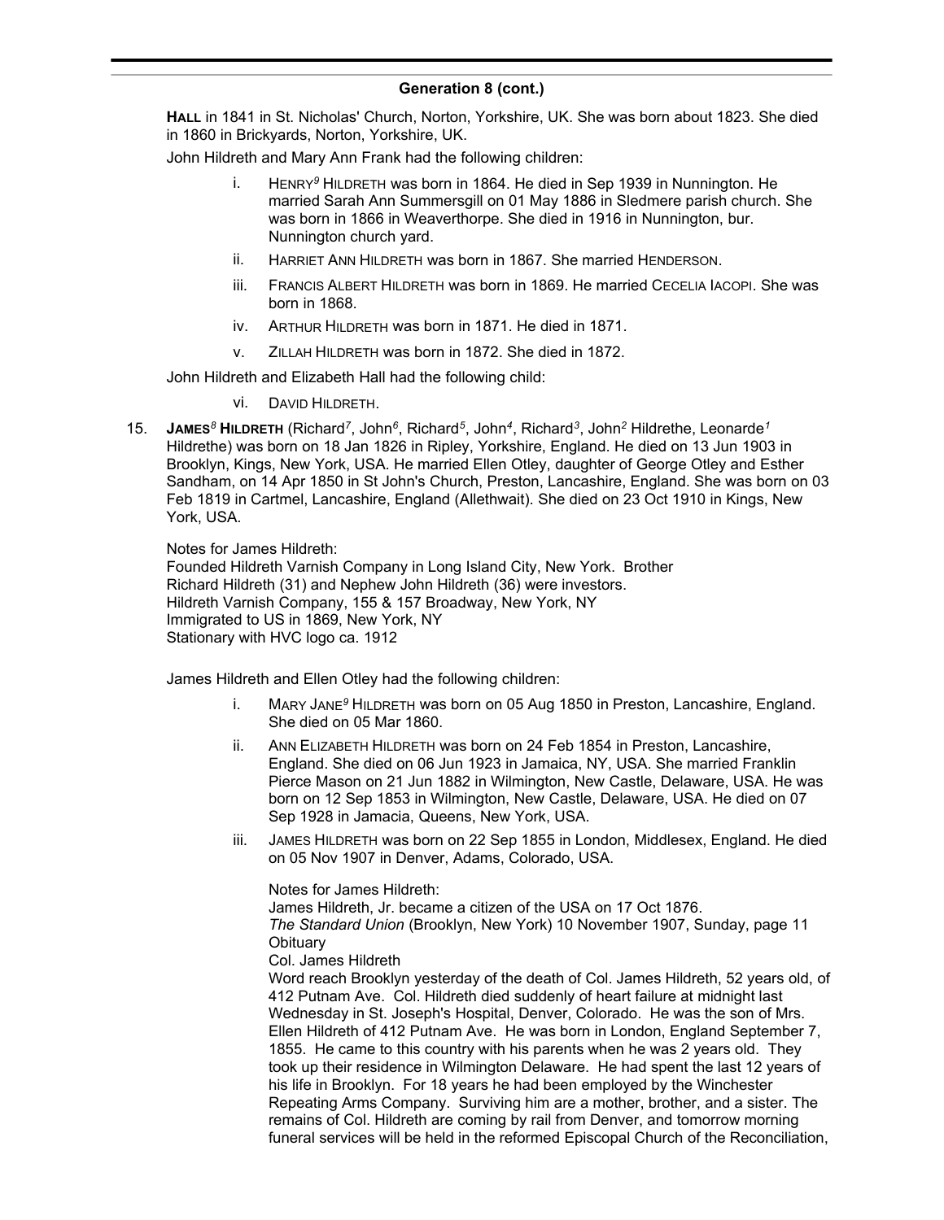## Generation 8 (cont.)

**HALL** in 1841 in St. Nicholas' Church, Norton, Yorkshire, UK. She was born about 1823. She died in 1860 in Brickyards, Norton, Yorkshire, UK.

John Hildreth and Mary Ann Frank had the following children:

- i. HENRY[9] HILDRETH was born in 1864. He died in Sep 1939 in Nunnington. He married Sarah Ann Summersgill on 01 May 1886 in Sledmere parish church. She was born in 1866 in Weaverthorpe. She died in 1916 in Nunnington, bur. Nunnington church yard.
- ii. HARRIET ANN HILDRETH was born in 1867. She married HENDERSON.
- iii. FRANCIS ALBERT HILDRETH was born in 1869. He married CECELIA IACOPI. She was born in 1868.
- iv. ARTHUR HILDRETH was born in 1871. He died in 1871.
- v. ZILLAH HILDRETH was born in 1872. She died in 1872.

John Hildreth and Elizabeth Hall had the following child:

- vi. DAVID HILDRETH.

15. **JAMES[8] HILDRETH** (Richard[7], John[6], Richard[5], John[4], Richard[3], John[2] Hildrethe, Leonarde[1] Hildrethe) was born on 18 Jan 1826 in Ripley, Yorkshire, England. He died on 13 Jun 1903 in Brooklyn, Kings, New York, USA. He married Ellen Otley, daughter of George Otley and Esther Sandham, on 14 Apr 1850 in St John's Church, Preston, Lancashire, England. She was born on 03 Feb 1819 in Cartmel, Lancashire, England (Allethwait). She died on 23 Oct 1910 in Kings, New York, USA.

Notes for James Hildreth:
Founded Hildreth Varnish Company in Long Island City, New York. Brother Richard Hildreth (31) and Nephew John Hildreth (36) were investors.
Hildreth Varnish Company, 155 & 157 Broadway, New York, NY
Immigrated to US in 1869, New York, NY
Stationary with HVC logo ca. 1912

James Hildreth and Ellen Otley had the following children:

- i. MARY JANE[9] HILDRETH was born on 05 Aug 1850 in Preston, Lancashire, England. She died on 05 Mar 1860.
- ii. ANN ELIZABETH HILDRETH was born on 24 Feb 1854 in Preston, Lancashire, England. She died on 06 Jun 1923 in Jamaica, NY, USA. She married Franklin Pierce Mason on 21 Jun 1882 in Wilmington, New Castle, Delaware, USA. He was born on 12 Sep 1853 in Wilmington, New Castle, Delaware, USA. He died on 07 Sep 1928 in Jamacia, Queens, New York, USA.
- iii. JAMES HILDRETH was born on 22 Sep 1855 in London, Middlesex, England. He died on 05 Nov 1907 in Denver, Adams, Colorado, USA.

  Notes for James Hildreth:
  James Hildreth, Jr. became a citizen of the USA on 17 Oct 1876.
  *The Standard Union* (Brooklyn, New York) 10 November 1907, Sunday, page 11
  Obituary
  Col. James Hildreth
  Word reach Brooklyn yesterday of the death of Col. James Hildreth, 52 years old, of 412 Putnam Ave. Col. Hildreth died suddenly of heart failure at midnight last Wednesday in St. Joseph's Hospital, Denver, Colorado. He was the son of Mrs. Ellen Hildreth of 412 Putnam Ave. He was born in London, England September 7, 1855. He came to this country with his parents when he was 2 years old. They took up their residence in Wilmington Delaware. He had spent the last 12 years of his life in Brooklyn. For 18 years he had been employed by the Winchester Repeating Arms Company. Surviving him are a mother, brother, and a sister. The remains of Col. Hildreth are coming by rail from Denver, and tomorrow morning funeral services will be held in the reformed Episcopal Church of the Reconciliation,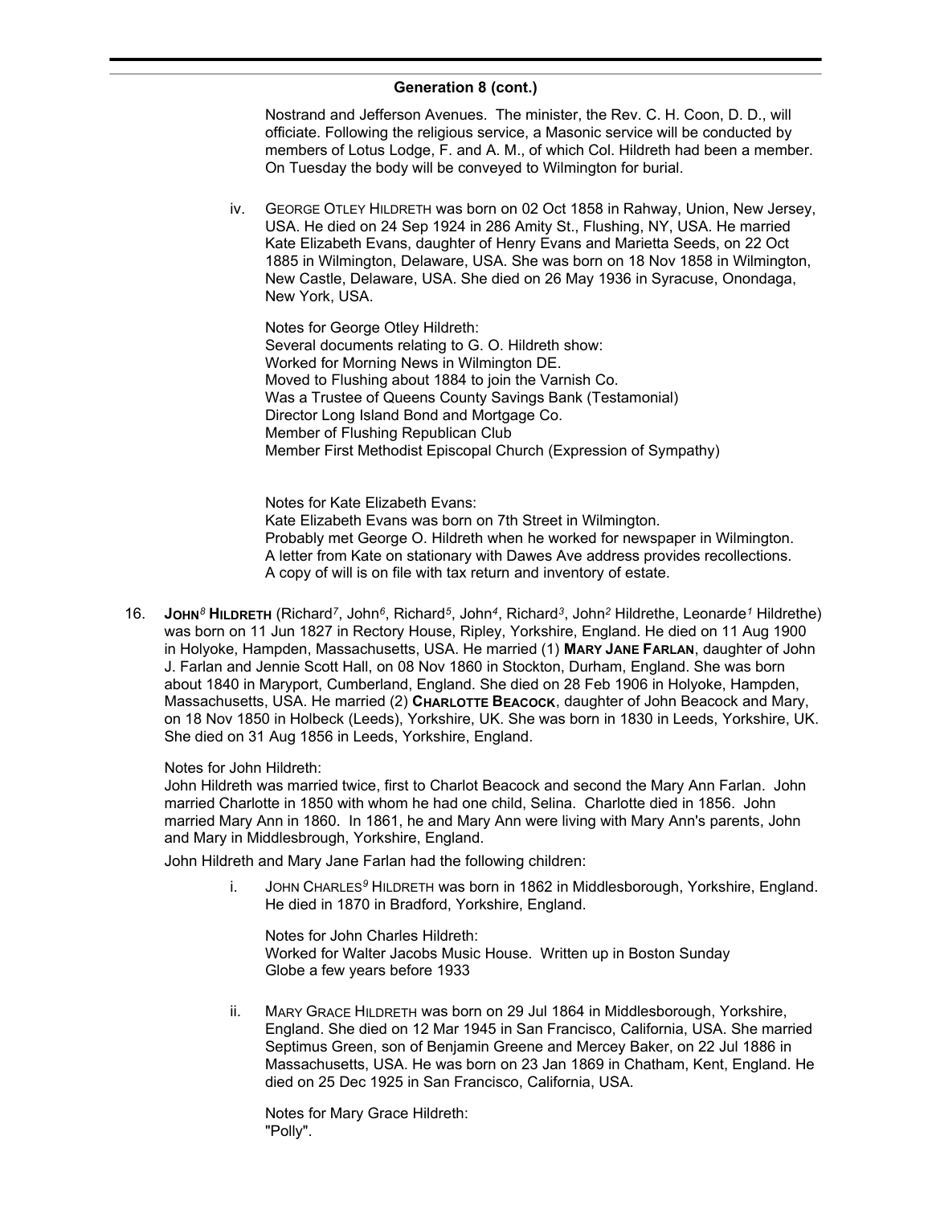## Generation 8 (cont.)

Nostrand and Jefferson Avenues. The minister, the Rev. C. H. Coon, D. D., will officiate. Following the religious service, a Masonic service will be conducted by members of Lotus Lodge, F. and A. M., of which Col. Hildreth had been a member. On Tuesday the body will be conveyed to Wilmington for burial.

iv. GEORGE OTLEY HILDRETH was born on 02 Oct 1858 in Rahway, Union, New Jersey, USA. He died on 24 Sep 1924 in 286 Amity St., Flushing, NY, USA. He married Kate Elizabeth Evans, daughter of Henry Evans and Marietta Seeds, on 22 Oct 1885 in Wilmington, Delaware, USA. She was born on 18 Nov 1858 in Wilmington, New Castle, Delaware, USA. She died on 26 May 1936 in Syracuse, Onondaga, New York, USA.

Notes for George Otley Hildreth:
Several documents relating to G. O. Hildreth show:
Worked for Morning News in Wilmington DE.
Moved to Flushing about 1884 to join the Varnish Co.
Was a Trustee of Queens County Savings Bank (Testamonial)
Director Long Island Bond and Mortgage Co.
Member of Flushing Republican Club
Member First Methodist Episcopal Church (Expression of Sympathy)

Notes for Kate Elizabeth Evans:
Kate Elizabeth Evans was born on 7th Street in Wilmington.
Probably met George O. Hildreth when he worked for newspaper in Wilmington.
A letter from Kate on stationary with Dawes Ave address provides recollections.
A copy of will is on file with tax return and inventory of estate.

16. **JOHN[8] HILDRETH** (Richard[7], John[6], Richard[5], John[4], Richard[3], John[2] Hildrethe, Leonarde[1] Hildrethe) was born on 11 Jun 1827 in Rectory House, Ripley, Yorkshire, England. He died on 11 Aug 1900 in Holyoke, Hampden, Massachusetts, USA. He married (1) **MARY JANE FARLAN**, daughter of John J. Farlan and Jennie Scott Hall, on 08 Nov 1860 in Stockton, Durham, England. She was born about 1840 in Maryport, Cumberland, England. She died on 28 Feb 1906 in Holyoke, Hampden, Massachusetts, USA. He married (2) **CHARLOTTE BEACOCK**, daughter of John Beacock and Mary, on 18 Nov 1850 in Holbeck (Leeds), Yorkshire, UK. She was born in 1830 in Leeds, Yorkshire, UK. She died on 31 Aug 1856 in Leeds, Yorkshire, England.

Notes for John Hildreth:
John Hildreth was married twice, first to Charlot Beacock and second the Mary Ann Farlan. John married Charlotte in 1850 with whom he had one child, Selina. Charlotte died in 1856. John married Mary Ann in 1860. In 1861, he and Mary Ann were living with Mary Ann's parents, John and Mary in Middlesbrough, Yorkshire, England.

John Hildreth and Mary Jane Farlan had the following children:

i. JOHN CHARLES[9] HILDRETH was born in 1862 in Middlesborough, Yorkshire, England. He died in 1870 in Bradford, Yorkshire, England.

Notes for John Charles Hildreth:
Worked for Walter Jacobs Music House. Written up in Boston Sunday Globe a few years before 1933

ii. MARY GRACE HILDRETH was born on 29 Jul 1864 in Middlesborough, Yorkshire, England. She died on 12 Mar 1945 in San Francisco, California, USA. She married Septimus Green, son of Benjamin Greene and Mercey Baker, on 22 Jul 1886 in Massachusetts, USA. He was born on 23 Jan 1869 in Chatham, Kent, England. He died on 25 Dec 1925 in San Francisco, California, USA.

Notes for Mary Grace Hildreth:
"Polly".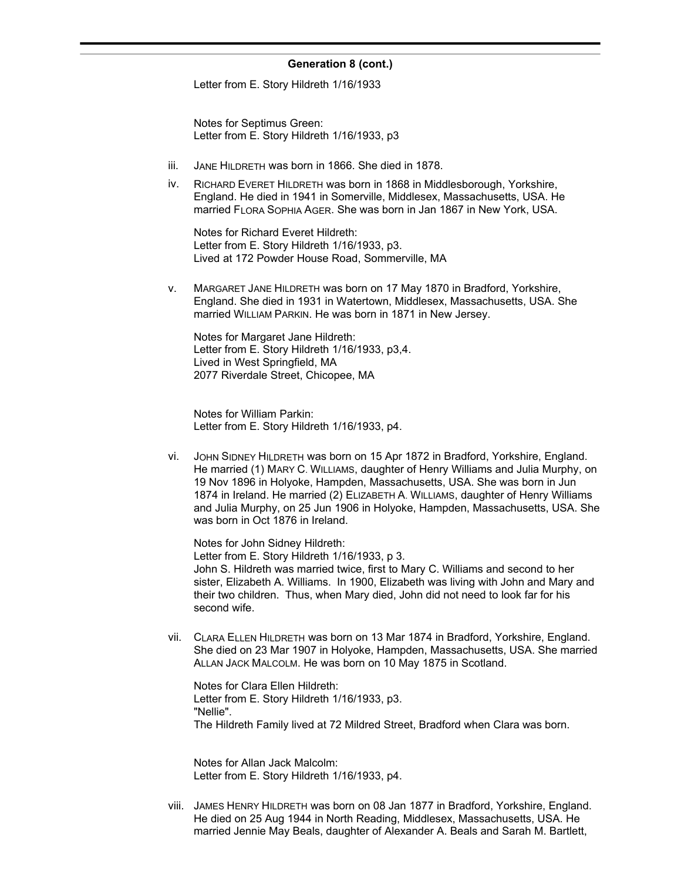## Generation 8 (cont.)

Letter from E. Story Hildreth 1/16/1933

Notes for Septimus Green:
Letter from E. Story Hildreth 1/16/1933, p3

iii. JANE HILDRETH was born in 1866. She died in 1878.

iv. RICHARD EVERET HILDRETH was born in 1868 in Middlesborough, Yorkshire, England. He died in 1941 in Somerville, Middlesex, Massachusetts, USA. He married FLORA SOPHIA AGER. She was born in Jan 1867 in New York, USA.

Notes for Richard Everet Hildreth:
Letter from E. Story Hildreth 1/16/1933, p3.
Lived at 172 Powder House Road, Sommerville, MA

v. MARGARET JANE HILDRETH was born on 17 May 1870 in Bradford, Yorkshire, England. She died in 1931 in Watertown, Middlesex, Massachusetts, USA. She married WILLIAM PARKIN. He was born in 1871 in New Jersey.

Notes for Margaret Jane Hildreth:
Letter from E. Story Hildreth 1/16/1933, p3,4.
Lived in West Springfield, MA
2077 Riverdale Street, Chicopee, MA

Notes for William Parkin:
Letter from E. Story Hildreth 1/16/1933, p4.

vi. JOHN SIDNEY HILDRETH was born on 15 Apr 1872 in Bradford, Yorkshire, England. He married (1) MARY C. WILLIAMS, daughter of Henry Williams and Julia Murphy, on 19 Nov 1896 in Holyoke, Hampden, Massachusetts, USA. She was born in Jun 1874 in Ireland. He married (2) ELIZABETH A. WILLIAMS, daughter of Henry Williams and Julia Murphy, on 25 Jun 1906 in Holyoke, Hampden, Massachusetts, USA. She was born in Oct 1876 in Ireland.

Notes for John Sidney Hildreth:
Letter from E. Story Hildreth 1/16/1933, p 3.
John S. Hildreth was married twice, first to Mary C. Williams and second to her sister, Elizabeth A. Williams. In 1900, Elizabeth was living with John and Mary and their two children. Thus, when Mary died, John did not need to look far for his second wife.

vii. CLARA ELLEN HILDRETH was born on 13 Mar 1874 in Bradford, Yorkshire, England. She died on 23 Mar 1907 in Holyoke, Hampden, Massachusetts, USA. She married ALLAN JACK MALCOLM. He was born on 10 May 1875 in Scotland.

Notes for Clara Ellen Hildreth:
Letter from E. Story Hildreth 1/16/1933, p3.
"Nellie".
The Hildreth Family lived at 72 Mildred Street, Bradford when Clara was born.

Notes for Allan Jack Malcolm:
Letter from E. Story Hildreth 1/16/1933, p4.

viii. JAMES HENRY HILDRETH was born on 08 Jan 1877 in Bradford, Yorkshire, England. He died on 25 Aug 1944 in North Reading, Middlesex, Massachusetts, USA. He married Jennie May Beals, daughter of Alexander A. Beals and Sarah M. Bartlett,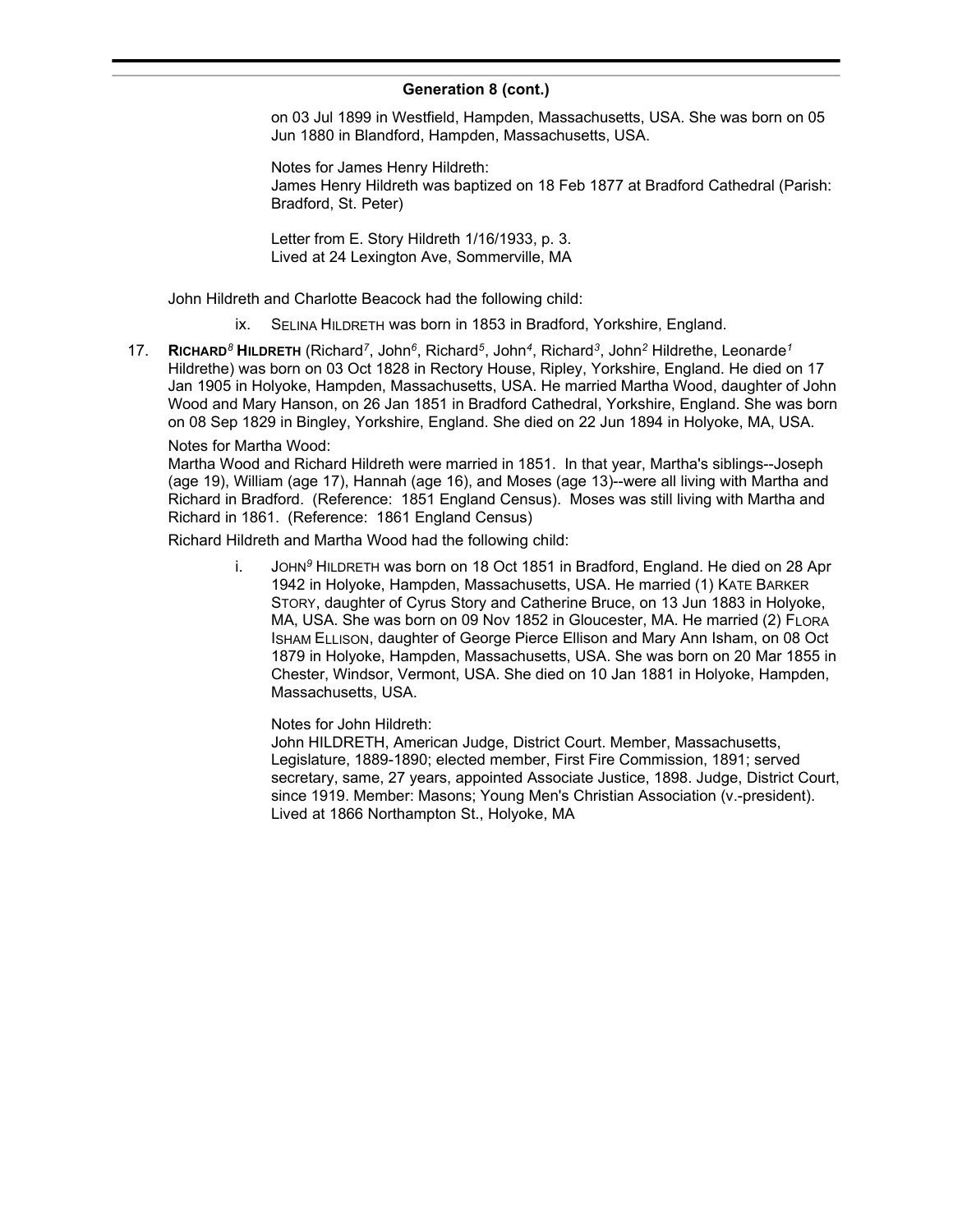## Generation 8 (cont.)

on 03 Jul 1899 in Westfield, Hampden, Massachusetts, USA. She was born on 05 Jun 1880 in Blandford, Hampden, Massachusetts, USA.

Notes for James Henry Hildreth:
James Henry Hildreth was baptized on 18 Feb 1877 at Bradford Cathedral (Parish: Bradford, St. Peter)

Letter from E. Story Hildreth 1/16/1933, p. 3.
Lived at 24 Lexington Ave, Sommerville, MA

John Hildreth and Charlotte Beacock had the following child:

ix. SELINA HILDRETH was born in 1853 in Bradford, Yorkshire, England.

17. **RICHARD[8] HILDRETH** (Richard[7], John[6], Richard[5], John[4], Richard[3], John[2] Hildrethe, Leonarde[1] Hildrethe) was born on 03 Oct 1828 in Rectory House, Ripley, Yorkshire, England. He died on 17 Jan 1905 in Holyoke, Hampden, Massachusetts, USA. He married Martha Wood, daughter of John Wood and Mary Hanson, on 26 Jan 1851 in Bradford Cathedral, Yorkshire, England. She was born on 08 Sep 1829 in Bingley, Yorkshire, England. She died on 22 Jun 1894 in Holyoke, MA, USA.

Notes for Martha Wood:
Martha Wood and Richard Hildreth were married in 1851. In that year, Martha's siblings--Joseph (age 19), William (age 17), Hannah (age 16), and Moses (age 13)--were all living with Martha and Richard in Bradford. (Reference: 1851 England Census). Moses was still living with Martha and Richard in 1861. (Reference: 1861 England Census)

Richard Hildreth and Martha Wood had the following child:

i. JOHN[9] HILDRETH was born on 18 Oct 1851 in Bradford, England. He died on 28 Apr 1942 in Holyoke, Hampden, Massachusetts, USA. He married (1) KATE BARKER STORY, daughter of Cyrus Story and Catherine Bruce, on 13 Jun 1883 in Holyoke, MA, USA. She was born on 09 Nov 1852 in Gloucester, MA. He married (2) FLORA ISHAM ELLISON, daughter of George Pierce Ellison and Mary Ann Isham, on 08 Oct 1879 in Holyoke, Hampden, Massachusetts, USA. She was born on 20 Mar 1855 in Chester, Windsor, Vermont, USA. She died on 10 Jan 1881 in Holyoke, Hampden, Massachusetts, USA.

Notes for John Hildreth:
John HILDRETH, American Judge, District Court. Member, Massachusetts, Legislature, 1889-1890; elected member, First Fire Commission, 1891; served secretary, same, 27 years, appointed Associate Justice, 1898. Judge, District Court, since 1919. Member: Masons; Young Men's Christian Association (v.-president).
Lived at 1866 Northampton St., Holyoke, MA